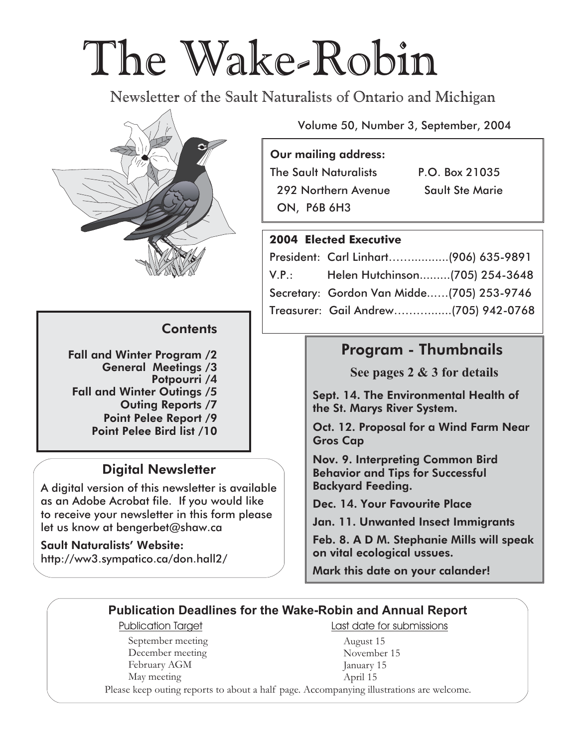# The Wake-Robin

## Newsletter of the Sault Naturalists of Ontario and Michigan

Volume 50, Number 3, September, 2004

**Our mailing address:**

The Sault Naturalists
292 Northern Avenue
ON, P6B 6H3

P.O. Box 21035
Sault Ste Marie

**2004 Elected Executive**

President: Carl Linhart……..........(906) 635-9891
V.P.: Helen Hutchinson.........(705) 254-3648
Secretary: Gordon Van Midde......(705) 253-9746
Treasurer: Gail Andrew…….........(705) 942-0768

### Contents

Fall and Winter Program /2
General Meetings /3
Potpourri /4
Fall and Winter Outings /5
Outing Reports /7
Point Pelee Report /9
Point Pelee Bird list /10

### Digital Newsletter

A digital version of this newsletter is available as an Adobe Acrobat file. If you would like to receive your newsletter in this form please let us know at bengerbet@shaw.ca

**Sault Naturalists' Website:**
http://ww3.sympatico.ca/don.hall2/

### Program - Thumbnails

**See pages 2 & 3 for details**

**Sept. 14. The Environmental Health of the St. Marys River System.**

**Oct. 12. Proposal for a Wind Farm Near Gros Cap**

**Nov. 9. Interpreting Common Bird Behavior and Tips for Successful Backyard Feeding.**

**Dec. 14. Your Favourite Place**

**Jan. 11. Unwanted Insect Immigrants**

**Feb. 8. A D M. Stephanie Mills will speak on vital ecological ussues.**

**Mark this date on your calander!**

### Publication Deadlines for the Wake-Robin and Annual Report

| Publication Target | Last date for submissions |
|---|---|
| September meeting | August 15 |
| December meeting | November 15 |
| February AGM | January 15 |
| May meeting | April 15 |

Please keep outing reports to about a half page. Accompanying illustrations are welcome.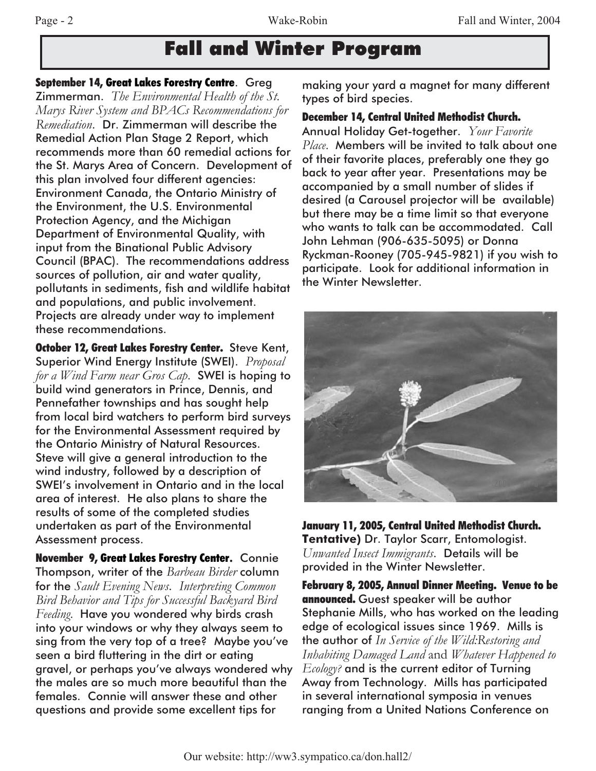# Fall and Winter Program

**September 14, Great Lakes Forestry Centre**. Greg Zimmerman. *The Environmental Health of the St. Marys River System and BPACs Recommendations for Remediation*. Dr. Zimmerman will describe the Remedial Action Plan Stage 2 Report, which recommends more than 60 remedial actions for the St. Marys Area of Concern. Development of this plan involved four different agencies: Environment Canada, the Ontario Ministry of the Environment, the U.S. Environmental Protection Agency, and the Michigan Department of Environmental Quality, with input from the Binational Public Advisory Council (BPAC). The recommendations address sources of pollution, air and water quality, pollutants in sediments, fish and wildlife habitat and populations, and public involvement. Projects are already under way to implement these recommendations.

**October 12, Great Lakes Forestry Center.** Steve Kent, Superior Wind Energy Institute (SWEI). *Proposal for a Wind Farm near Gros Cap*. SWEI is hoping to build wind generators in Prince, Dennis, and Pennefather townships and has sought help from local bird watchers to perform bird surveys for the Environmental Assessment required by the Ontario Ministry of Natural Resources. Steve will give a general introduction to the wind industry, followed by a description of SWEI's involvement in Ontario and in the local area of interest. He also plans to share the results of some of the completed studies undertaken as part of the Environmental Assessment process.

**November 9, Great Lakes Forestry Center.** Connie Thompson, writer of the *Barbeau Birder* column for the *Sault Evening News*. *Interpreting Common Bird Behavior and Tips for Successful Backyard Bird Feeding*. Have you wondered why birds crash into your windows or why they always seem to sing from the very top of a tree? Maybe you've seen a bird fluttering in the dirt or eating gravel, or perhaps you've always wondered why the males are so much more beautiful than the females. Connie will answer these and other questions and provide some excellent tips for making your yard a magnet for many different types of bird species.

**December 14, Central United Methodist Church.** Annual Holiday Get-together. *Your Favorite Place*. Members will be invited to talk about one of their favorite places, preferably one they go back to year after year. Presentations may be accompanied by a small number of slides if desired (a Carousel projector will be available) but there may be a time limit so that everyone who wants to talk can be accommodated. Call John Lehman (906-635-5095) or Donna Ryckman-Rooney (705-945-9821) if you wish to participate. Look for additional information in the Winter Newsletter.

**January 11, 2005, Central United Methodist Church. Tentative)** Dr. Taylor Scarr, Entomologist. *Unwanted Insect Immigrants*. Details will be provided in the Winter Newsletter.

**February 8, 2005, Annual Dinner Meeting. Venue to be announced.** Guest speaker will be author Stephanie Mills, who has worked on the leading edge of ecological issues since 1969. Mills is the author of *In Service of the Wild:Restoring and Inhabiting Damaged Land* and *Whatever Happened to Ecology?* and is the current editor of Turning Away from Technology. Mills has participated in several international symposia in venues ranging from a United Nations Conference on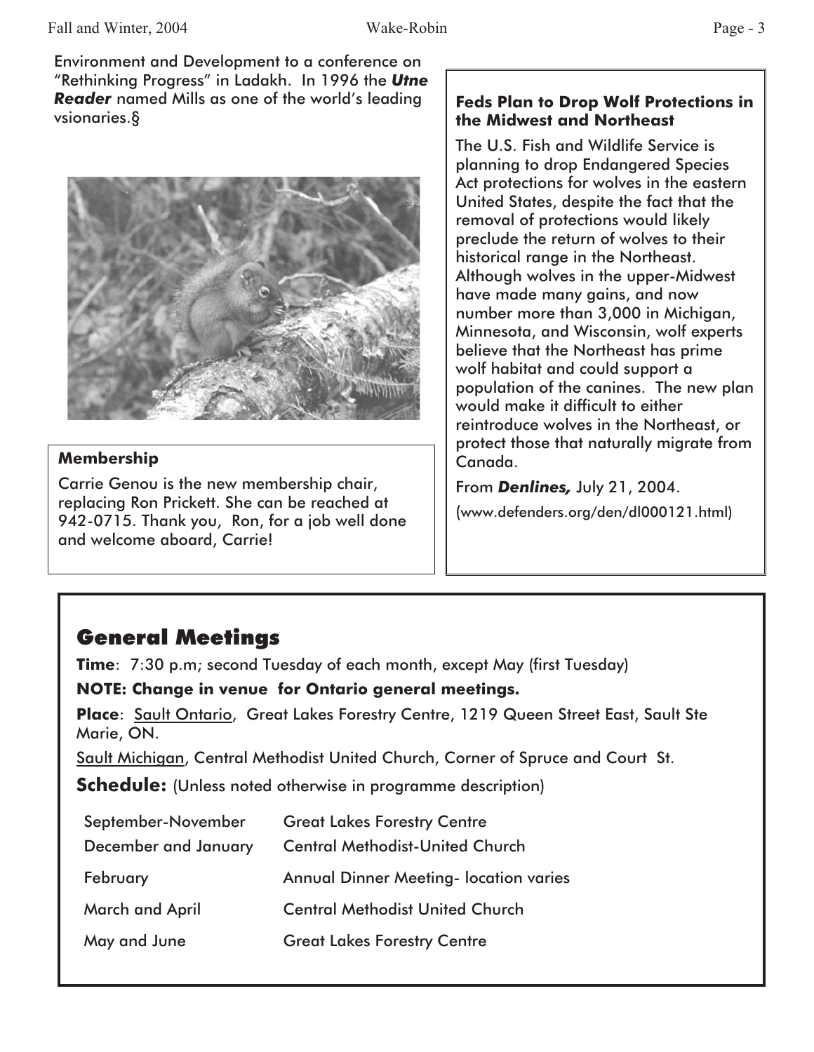Environment and Development to a conference on "Rethinking Progress" in Ladakh. In 1996 the ***Utne Reader*** named Mills as one of the world's leading vsionaries.§

### Membership

Carrie Genou is the new membership chair, replacing Ron Prickett. She can be reached at 942-0715. Thank you, Ron, for a job well done and welcome aboard, Carrie!

### Feds Plan to Drop Wolf Protections in the Midwest and Northeast

The U.S. Fish and Wildlife Service is planning to drop Endangered Species Act protections for wolves in the eastern United States, despite the fact that the removal of protections would likely preclude the return of wolves to their historical range in the Northeast. Although wolves in the upper-Midwest have made many gains, and now number more than 3,000 in Michigan, Minnesota, and Wisconsin, wolf experts believe that the Northeast has prime wolf habitat and could support a population of the canines. The new plan would make it difficult to either reintroduce wolves in the Northeast, or protect those that naturally migrate from Canada.

From ***Denlines,*** July 21, 2004.

(www.defenders.org/den/dl000121.html)

## General Meetings

**Time**: 7:30 p.m; second Tuesday of each month, except May (first Tuesday)

**NOTE: Change in venue for Ontario general meetings.**

**Place**: Sault Ontario, Great Lakes Forestry Centre, 1219 Queen Street East, Sault Ste Marie, ON.

Sault Michigan, Central Methodist United Church, Corner of Spruce and Court St.

**Schedule:** (Unless noted otherwise in programme description)

| | |
|---|---|
| September-November | Great Lakes Forestry Centre |
| December and January | Central Methodist-United Church |
| February | Annual Dinner Meeting- location varies |
| March and April | Central Methodist United Church |
| May and June | Great Lakes Forestry Centre |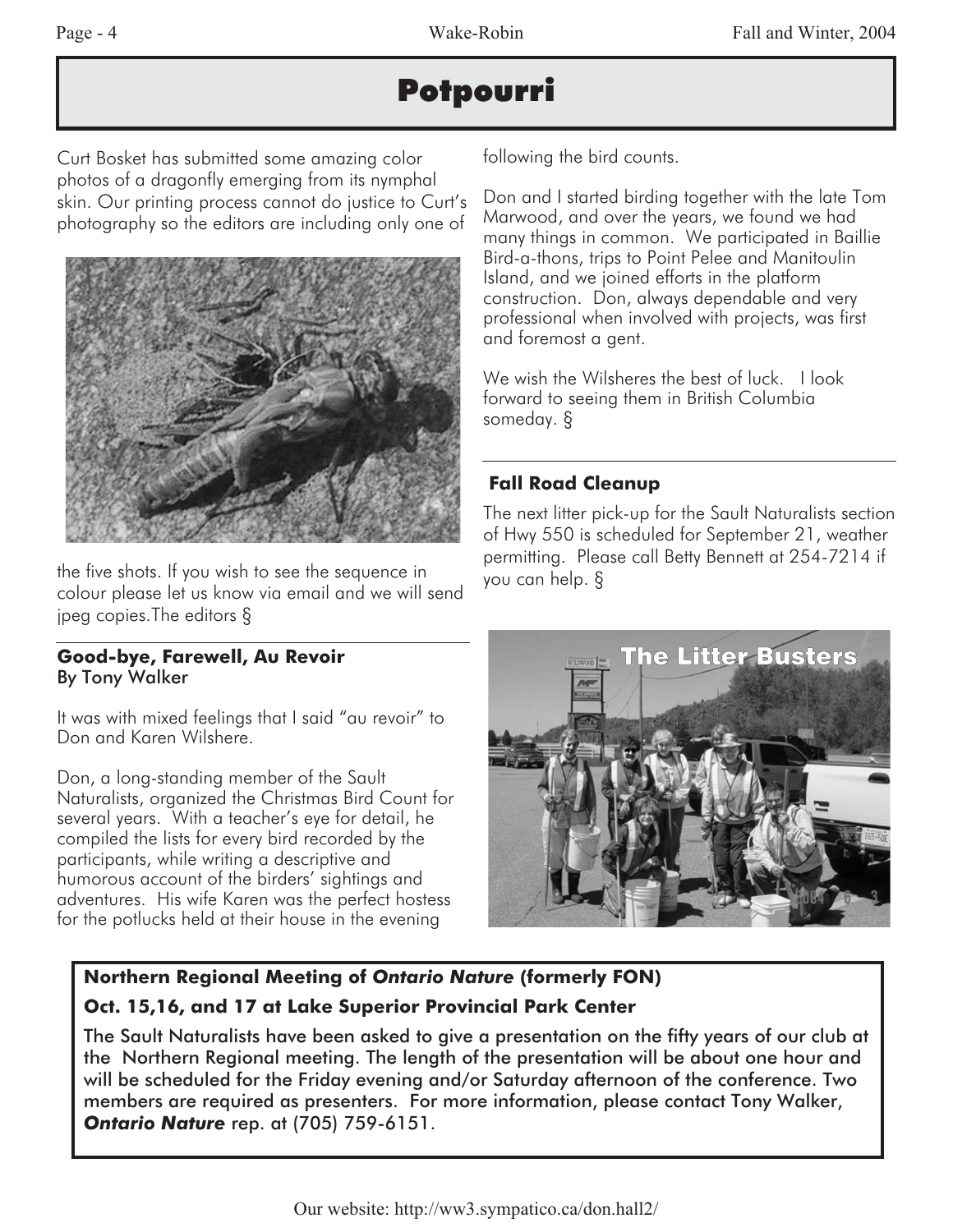# Potpourri

Curt Bosket has submitted some amazing color photos of a dragonfly emerging from its nymphal skin. Our printing process cannot do justice to Curt's photography so the editors are including only one of the five shots. If you wish to see the sequence in colour please let us know via email and we will send jpeg copies.The editors §

## Good-bye, Farewell, Au Revoir

By Tony Walker

It was with mixed feelings that I said "au revoir" to Don and Karen Wilshere.

Don, a long-standing member of the Sault Naturalists, organized the Christmas Bird Count for several years. With a teacher's eye for detail, he compiled the lists for every bird recorded by the participants, while writing a descriptive and humorous account of the birders' sightings and adventures. His wife Karen was the perfect hostess for the potlucks held at their house in the evening following the bird counts.

Don and I started birding together with the late Tom Marwood, and over the years, we found we had many things in common. We participated in Baillie Bird-a-thons, trips to Point Pelee and Manitoulin Island, and we joined efforts in the platform construction. Don, always dependable and very professional when involved with projects, was first and foremost a gent.

We wish the Wilsheres the best of luck. I look forward to seeing them in British Columbia someday. §

## Fall Road Cleanup

The next litter pick-up for the Sault Naturalists section of Hwy 550 is scheduled for September 21, weather permitting. Please call Betty Bennett at 254-7214 if you can help. §

The Litter Busters

## Northern Regional Meeting of *Ontario Nature* (formerly FON)

**Oct. 15,16, and 17 at Lake Superior Provincial Park Center**

The Sault Naturalists have been asked to give a presentation on the fifty years of our club at the Northern Regional meeting. The length of the presentation will be about one hour and will be scheduled for the Friday evening and/or Saturday afternoon of the conference. Two members are required as presenters. For more information, please contact Tony Walker, ***Ontario Nature*** rep. at (705) 759-6151.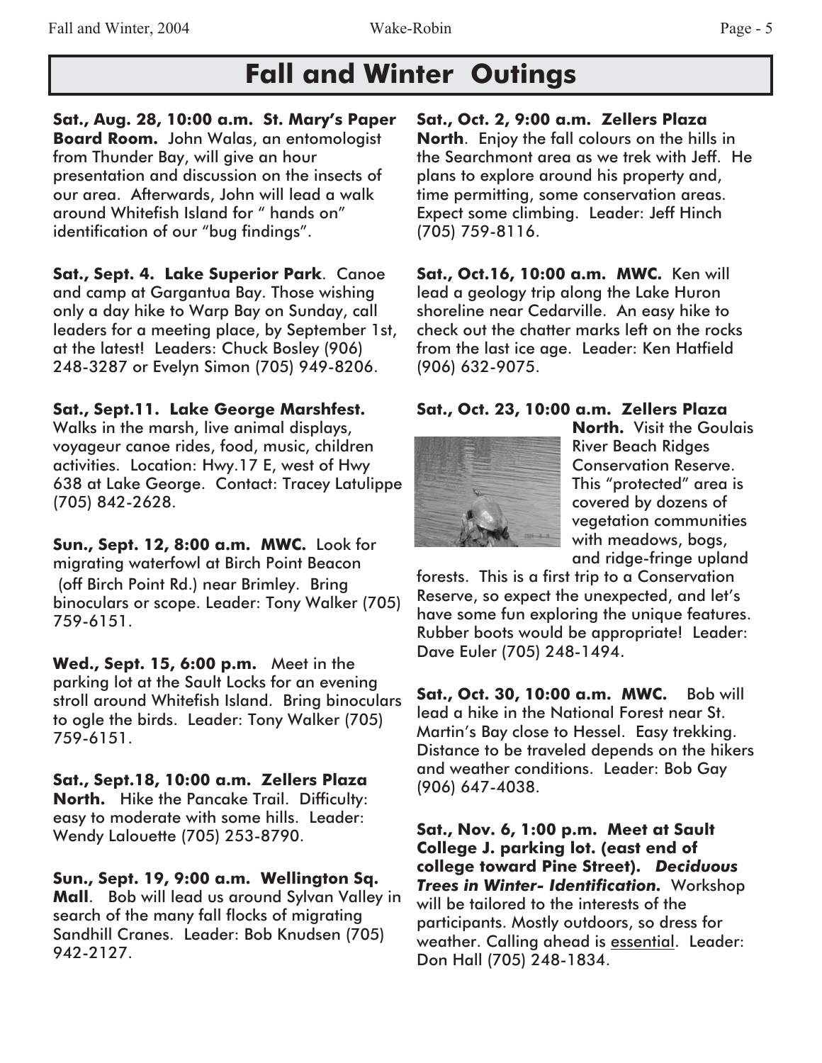# Fall and Winter Outings

**Sat., Aug. 28, 10:00 a.m. St. Mary's Paper Board Room.** John Walas, an entomologist from Thunder Bay, will give an hour presentation and discussion on the insects of our area. Afterwards, John will lead a walk around Whitefish Island for " hands on" identification of our "bug findings".

**Sat., Sept. 4. Lake Superior Park**. Canoe and camp at Gargantua Bay. Those wishing only a day hike to Warp Bay on Sunday, call leaders for a meeting place, by September 1st, at the latest! Leaders: Chuck Bosley (906) 248-3287 or Evelyn Simon (705) 949-8206.

**Sat., Sept.11. Lake George Marshfest.** Walks in the marsh, live animal displays, voyageur canoe rides, food, music, children activities. Location: Hwy.17 E, west of Hwy 638 at Lake George. Contact: Tracey Latulippe (705) 842-2628.

**Sun., Sept. 12, 8:00 a.m. MWC.** Look for migrating waterfowl at Birch Point Beacon (off Birch Point Rd.) near Brimley. Bring binoculars or scope. Leader: Tony Walker (705) 759-6151.

**Wed., Sept. 15, 6:00 p.m.** Meet in the parking lot at the Sault Locks for an evening stroll around Whitefish Island. Bring binoculars to ogle the birds. Leader: Tony Walker (705) 759-6151.

**Sat., Sept.18, 10:00 a.m. Zellers Plaza North.** Hike the Pancake Trail. Difficulty: easy to moderate with some hills. Leader: Wendy Lalouette (705) 253-8790.

**Sun., Sept. 19, 9:00 a.m. Wellington Sq. Mall**. Bob will lead us around Sylvan Valley in search of the many fall flocks of migrating Sandhill Cranes. Leader: Bob Knudsen (705) 942-2127.

**Sat., Oct. 2, 9:00 a.m. Zellers Plaza North**. Enjoy the fall colours on the hills in the Searchmont area as we trek with Jeff. He plans to explore around his property and, time permitting, some conservation areas. Expect some climbing. Leader: Jeff Hinch (705) 759-8116.

**Sat., Oct.16, 10:00 a.m. MWC.** Ken will lead a geology trip along the Lake Huron shoreline near Cedarville. An easy hike to check out the chatter marks left on the rocks from the last ice age. Leader: Ken Hatfield (906) 632-9075.

**Sat., Oct. 23, 10:00 a.m. Zellers Plaza North.** Visit the Goulais River Beach Ridges Conservation Reserve. This "protected" area is covered by dozens of vegetation communities with meadows, bogs, and ridge-fringe upland forests. This is a first trip to a Conservation Reserve, so expect the unexpected, and let's have some fun exploring the unique features. Rubber boots would be appropriate! Leader: Dave Euler (705) 248-1494.

**Sat., Oct. 30, 10:00 a.m. MWC.** Bob will lead a hike in the National Forest near St. Martin's Bay close to Hessel. Easy trekking. Distance to be traveled depends on the hikers and weather conditions. Leader: Bob Gay (906) 647-4038.

**Sat., Nov. 6, 1:00 p.m. Meet at Sault College J. parking lot. (east end of college toward Pine Street).** ***Deciduous Trees in Winter- Identification.*** Workshop will be tailored to the interests of the participants. Mostly outdoors, so dress for weather. Calling ahead is <u>essential</u>. Leader: Don Hall (705) 248-1834.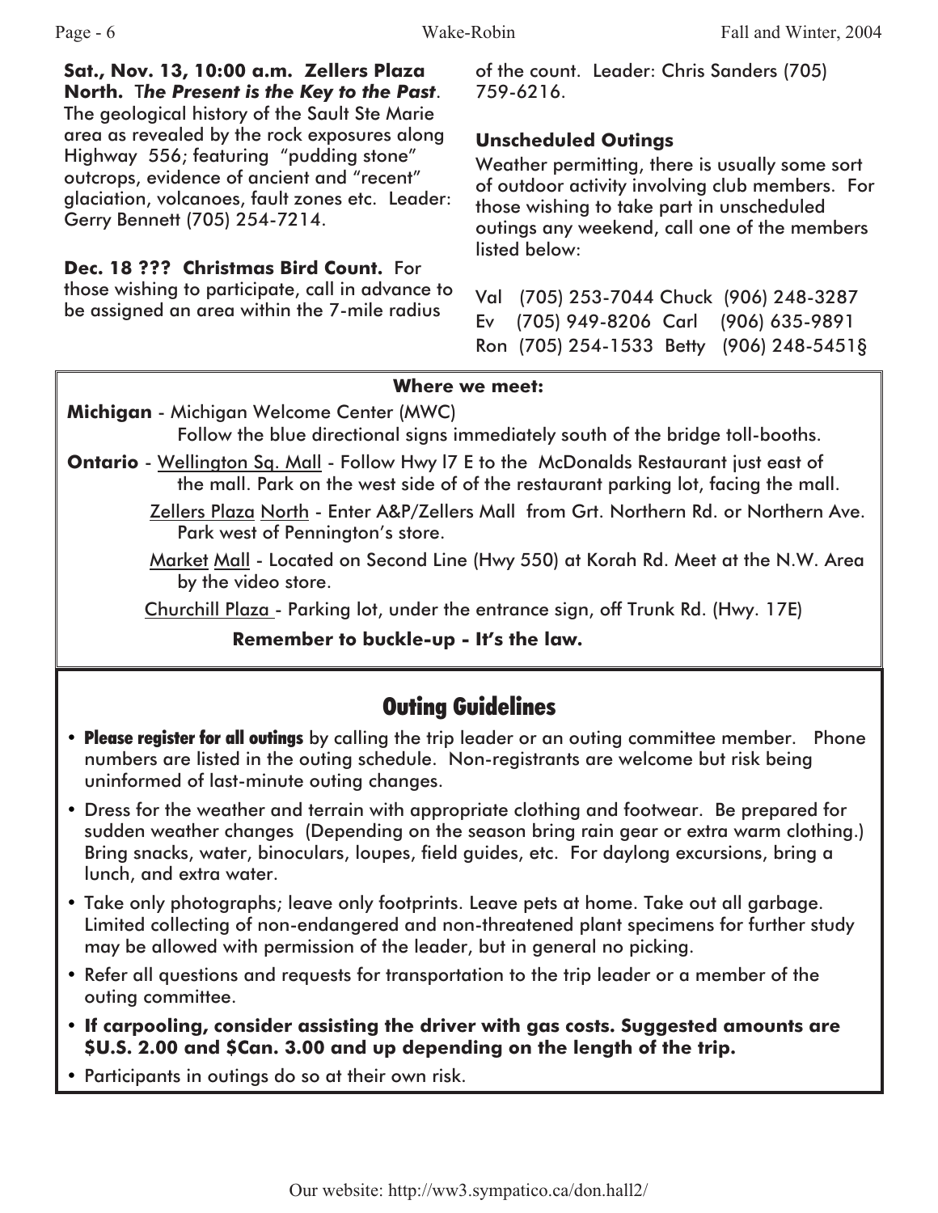**Sat., Nov. 13, 10:00 a.m. Zellers Plaza North.** T***he Present is the Key to the Past***. The geological history of the Sault Ste Marie area as revealed by the rock exposures along Highway 556; featuring "pudding stone" outcrops, evidence of ancient and "recent" glaciation, volcanoes, fault zones etc. Leader: Gerry Bennett (705) 254-7214.

**Dec. 18 ??? Christmas Bird Count.** For those wishing to participate, call in advance to be assigned an area within the 7-mile radius of the count. Leader: Chris Sanders (705) 759-6216.

**Unscheduled Outings**

Weather permitting, there is usually some sort of outdoor activity involving club members. For those wishing to take part in unscheduled outings any weekend, call one of the members listed below:

Val (705) 253-7044 Chuck (906) 248-3287
Ev (705) 949-8206 Carl (906) 635-9891
Ron (705) 254-1533 Betty (906) 248-5451§

**Where we meet:**

**Michigan** - Michigan Welcome Center (MWC)
Follow the blue directional signs immediately south of the bridge toll-booths.

**Ontario** - Wellington Sq. Mall - Follow Hwy I7 E to the McDonalds Restaurant just east of the mall. Park on the west side of of the restaurant parking lot, facing the mall.

Zellers Plaza North - Enter A&P/Zellers Mall from Grt. Northern Rd. or Northern Ave. Park west of Pennington's store.

Market Mall - Located on Second Line (Hwy 550) at Korah Rd. Meet at the N.W. Area by the video store.

Churchill Plaza - Parking lot, under the entrance sign, off Trunk Rd. (Hwy. 17E)

**Remember to buckle-up - It's the law.**

## Outing Guidelines

- **Please register for all outings** by calling the trip leader or an outing committee member. Phone numbers are listed in the outing schedule. Non-registrants are welcome but risk being uninformed of last-minute outing changes.
- Dress for the weather and terrain with appropriate clothing and footwear. Be prepared for sudden weather changes (Depending on the season bring rain gear or extra warm clothing.) Bring snacks, water, binoculars, loupes, field guides, etc. For daylong excursions, bring a lunch, and extra water.
- Take only photographs; leave only footprints. Leave pets at home. Take out all garbage. Limited collecting of non-endangered and non-threatened plant specimens for further study may be allowed with permission of the leader, but in general no picking.
- Refer all questions and requests for transportation to the trip leader or a member of the outing committee.
- **If carpooling, consider assisting the driver with gas costs. Suggested amounts are $U.S. 2.00 and $Can. 3.00 and up depending on the length of the trip.**
- Participants in outings do so at their own risk.

Our website: http://ww3.sympatico.ca/don.hall2/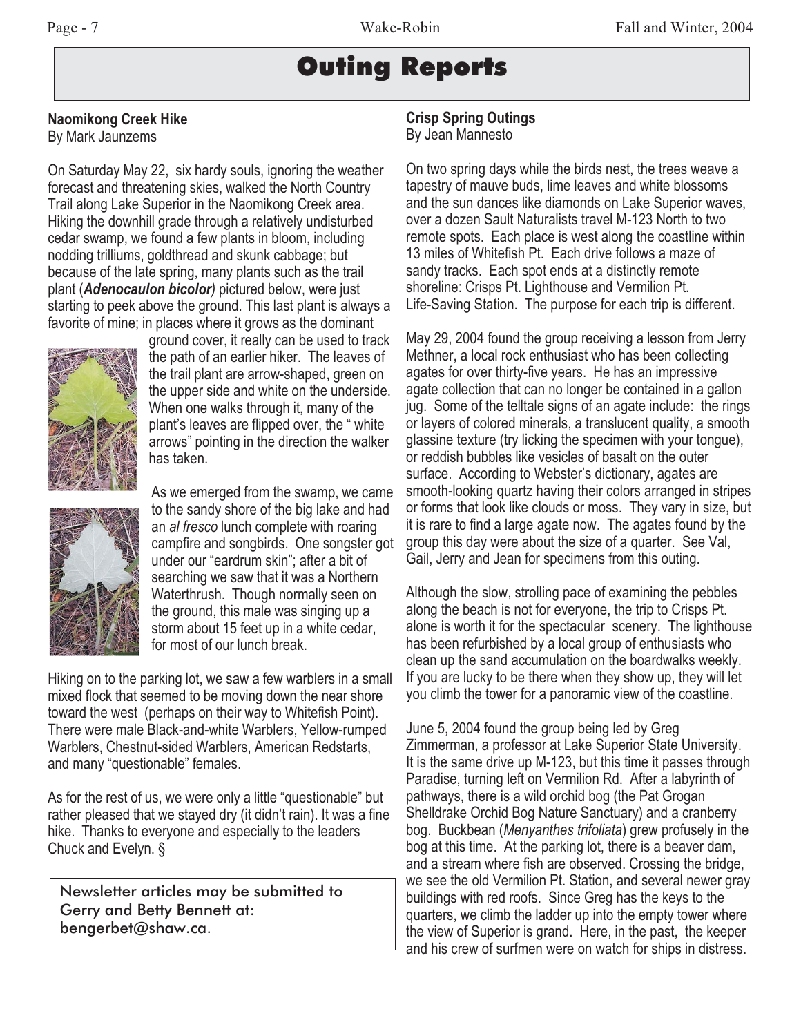# Outing Reports

## Naomikong Creek Hike

By Mark Jaunzems

On Saturday May 22, six hardy souls, ignoring the weather forecast and threatening skies, walked the North Country Trail along Lake Superior in the Naomikong Creek area. Hiking the downhill grade through a relatively undisturbed cedar swamp, we found a few plants in bloom, including nodding trilliums, goldthread and skunk cabbage; but because of the late spring, many plants such as the trail plant (***Adenocaulon bicolor***) pictured below, were just starting to peek above the ground. This last plant is always a favorite of mine; in places where it grows as the dominant ground cover, it really can be used to track the path of an earlier hiker. The leaves of the trail plant are arrow-shaped, green on the upper side and white on the underside. When one walks through it, many of the plant's leaves are flipped over, the " white arrows" pointing in the direction the walker has taken.

As we emerged from the swamp, we came to the sandy shore of the big lake and had an *al fresco* lunch complete with roaring campfire and songbirds. One songster got under our "eardrum skin"; after a bit of searching we saw that it was a Northern Waterthrush. Though normally seen on the ground, this male was singing up a storm about 15 feet up in a white cedar, for most of our lunch break.

Hiking on to the parking lot, we saw a few warblers in a small mixed flock that seemed to be moving down the near shore toward the west (perhaps on their way to Whitefish Point). There were male Black-and-white Warblers, Yellow-rumped Warblers, Chestnut-sided Warblers, American Redstarts, and many "questionable" females.

As for the rest of us, we were only a little "questionable" but rather pleased that we stayed dry (it didn't rain). It was a fine hike. Thanks to everyone and especially to the leaders Chuck and Evelyn. §

> Newsletter articles may be submitted to Gerry and Betty Bennett at: bengerbet@shaw.ca.

## Crisp Spring Outings

By Jean Mannesto

On two spring days while the birds nest, the trees weave a tapestry of mauve buds, lime leaves and white blossoms and the sun dances like diamonds on Lake Superior waves, over a dozen Sault Naturalists travel M-123 North to two remote spots. Each place is west along the coastline within 13 miles of Whitefish Pt. Each drive follows a maze of sandy tracks. Each spot ends at a distinctly remote shoreline: Crisps Pt. Lighthouse and Vermilion Pt. Life-Saving Station. The purpose for each trip is different.

May 29, 2004 found the group receiving a lesson from Jerry Methner, a local rock enthusiast who has been collecting agates for over thirty-five years. He has an impressive agate collection that can no longer be contained in a gallon jug. Some of the telltale signs of an agate include: the rings or layers of colored minerals, a translucent quality, a smooth glassine texture (try licking the specimen with your tongue), or reddish bubbles like vesicles of basalt on the outer surface. According to Webster's dictionary, agates are smooth-looking quartz having their colors arranged in stripes or forms that look like clouds or moss. They vary in size, but it is rare to find a large agate now. The agates found by the group this day were about the size of a quarter. See Val, Gail, Jerry and Jean for specimens from this outing.

Although the slow, strolling pace of examining the pebbles along the beach is not for everyone, the trip to Crisps Pt. alone is worth it for the spectacular scenery. The lighthouse has been refurbished by a local group of enthusiasts who clean up the sand accumulation on the boardwalks weekly. If you are lucky to be there when they show up, they will let you climb the tower for a panoramic view of the coastline.

June 5, 2004 found the group being led by Greg Zimmerman, a professor at Lake Superior State University. It is the same drive up M-123, but this time it passes through Paradise, turning left on Vermilion Rd. After a labyrinth of pathways, there is a wild orchid bog (the Pat Grogan Shelldrake Orchid Bog Nature Sanctuary) and a cranberry bog. Buckbean (*Menyanthes trifoliata*) grew profusely in the bog at this time. At the parking lot, there is a beaver dam, and a stream where fish are observed. Crossing the bridge, we see the old Vermilion Pt. Station, and several newer gray buildings with red roofs. Since Greg has the keys to the quarters, we climb the ladder up into the empty tower where the view of Superior is grand. Here, in the past, the keeper and his crew of surfmen were on watch for ships in distress.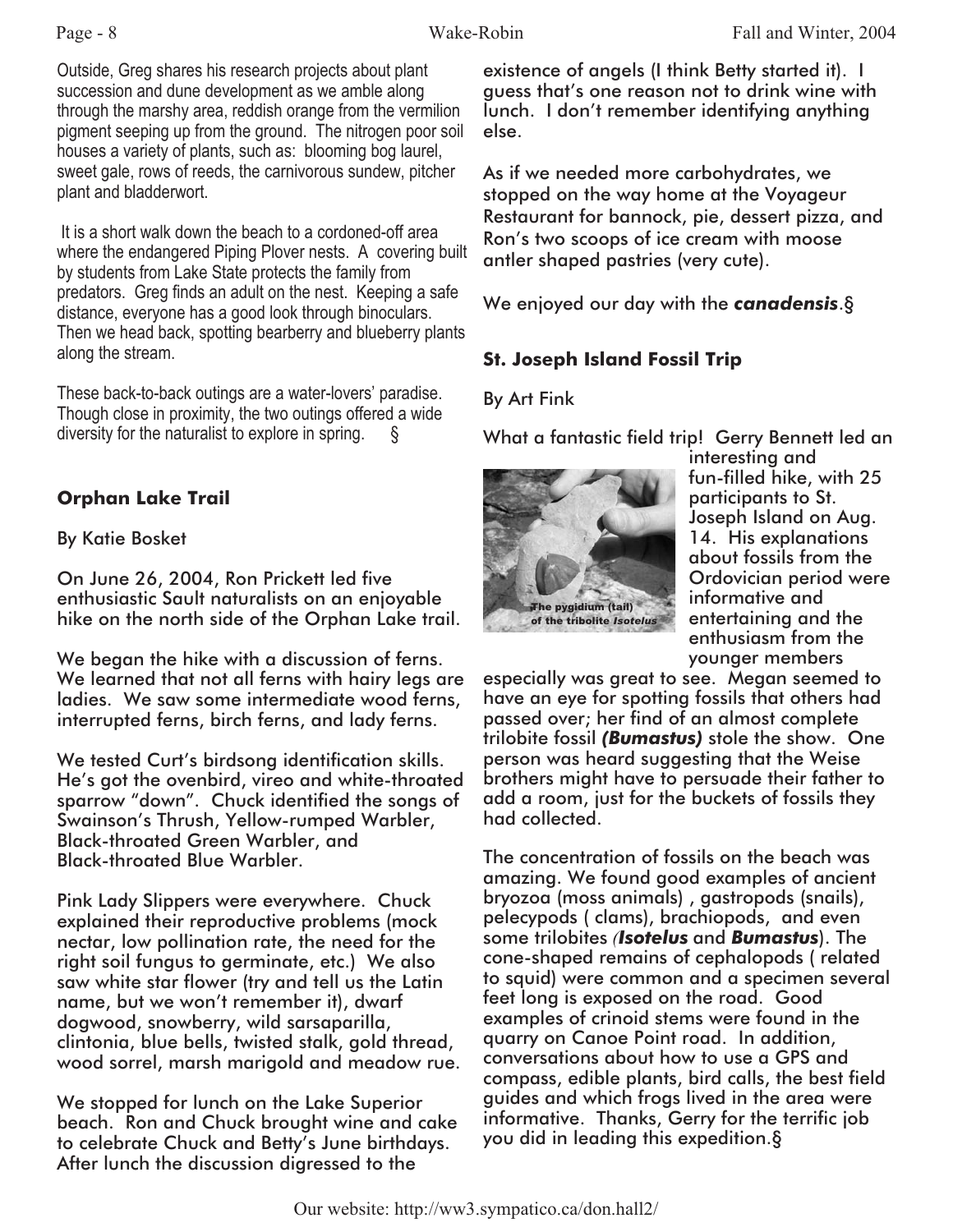Outside, Greg shares his research projects about plant succession and dune development as we amble along through the marshy area, reddish orange from the vermilion pigment seeping up from the ground. The nitrogen poor soil houses a variety of plants, such as: blooming bog laurel, sweet gale, rows of reeds, the carnivorous sundew, pitcher plant and bladderwort.

It is a short walk down the beach to a cordoned-off area where the endangered Piping Plover nests. A covering built by students from Lake State protects the family from predators. Greg finds an adult on the nest. Keeping a safe distance, everyone has a good look through binoculars. Then we head back, spotting bearberry and blueberry plants along the stream.

These back-to-back outings are a water-lovers' paradise. Though close in proximity, the two outings offered a wide diversity for the naturalist to explore in spring. §

## Orphan Lake Trail

By Katie Bosket

On June 26, 2004, Ron Prickett led five enthusiastic Sault naturalists on an enjoyable hike on the north side of the Orphan Lake trail.

We began the hike with a discussion of ferns. We learned that not all ferns with hairy legs are ladies. We saw some intermediate wood ferns, interrupted ferns, birch ferns, and lady ferns.

We tested Curt's birdsong identification skills. He's got the ovenbird, vireo and white-throated sparrow "down". Chuck identified the songs of Swainson's Thrush, Yellow-rumped Warbler, Black-throated Green Warbler, and Black-throated Blue Warbler.

Pink Lady Slippers were everywhere. Chuck explained their reproductive problems (mock nectar, low pollination rate, the need for the right soil fungus to germinate, etc.) We also saw white star flower (try and tell us the Latin name, but we won't remember it), dwarf dogwood, snowberry, wild sarsaparilla, clintonia, blue bells, twisted stalk, gold thread, wood sorrel, marsh marigold and meadow rue.

We stopped for lunch on the Lake Superior beach. Ron and Chuck brought wine and cake to celebrate Chuck and Betty's June birthdays. After lunch the discussion digressed to the existence of angels (I think Betty started it). I guess that's one reason not to drink wine with lunch. I don't remember identifying anything else.

As if we needed more carbohydrates, we stopped on the way home at the Voyageur Restaurant for bannock, pie, dessert pizza, and Ron's two scoops of ice cream with moose antler shaped pastries (very cute).

We enjoyed our day with the ***canadensis***.§

## St. Joseph Island Fossil Trip

By Art Fink

What a fantastic field trip! Gerry Bennett led an interesting and fun-filled hike, with 25 participants to St. Joseph Island on Aug. 14. His explanations about fossils from the Ordovician period were informative and entertaining and the enthusiasm from the younger members especially was great to see. Megan seemed to have an eye for spotting fossils that others had passed over; her find of an almost complete trilobite fossil ***(Bumastus)*** stole the show. One person was heard suggesting that the Weise brothers might have to persuade their father to add a room, just for the buckets of fossils they had collected.

The pygidium (tail) of the trilobite *Isotelus*

The concentration of fossils on the beach was amazing. We found good examples of ancient bryozoa (moss animals) , gastropods (snails), pelecypods ( clams), brachiopods, and even some trilobites *(**Isotelus*** and ***Bumastus***). The cone-shaped remains of cephalopods ( related to squid) were common and a specimen several feet long is exposed on the road. Good examples of crinoid stems were found in the quarry on Canoe Point road. In addition, conversations about how to use a GPS and compass, edible plants, bird calls, the best field guides and which frogs lived in the area were informative. Thanks, Gerry for the terrific job you did in leading this expedition.§

Our website: http://ww3.sympatico.ca/don.hall2/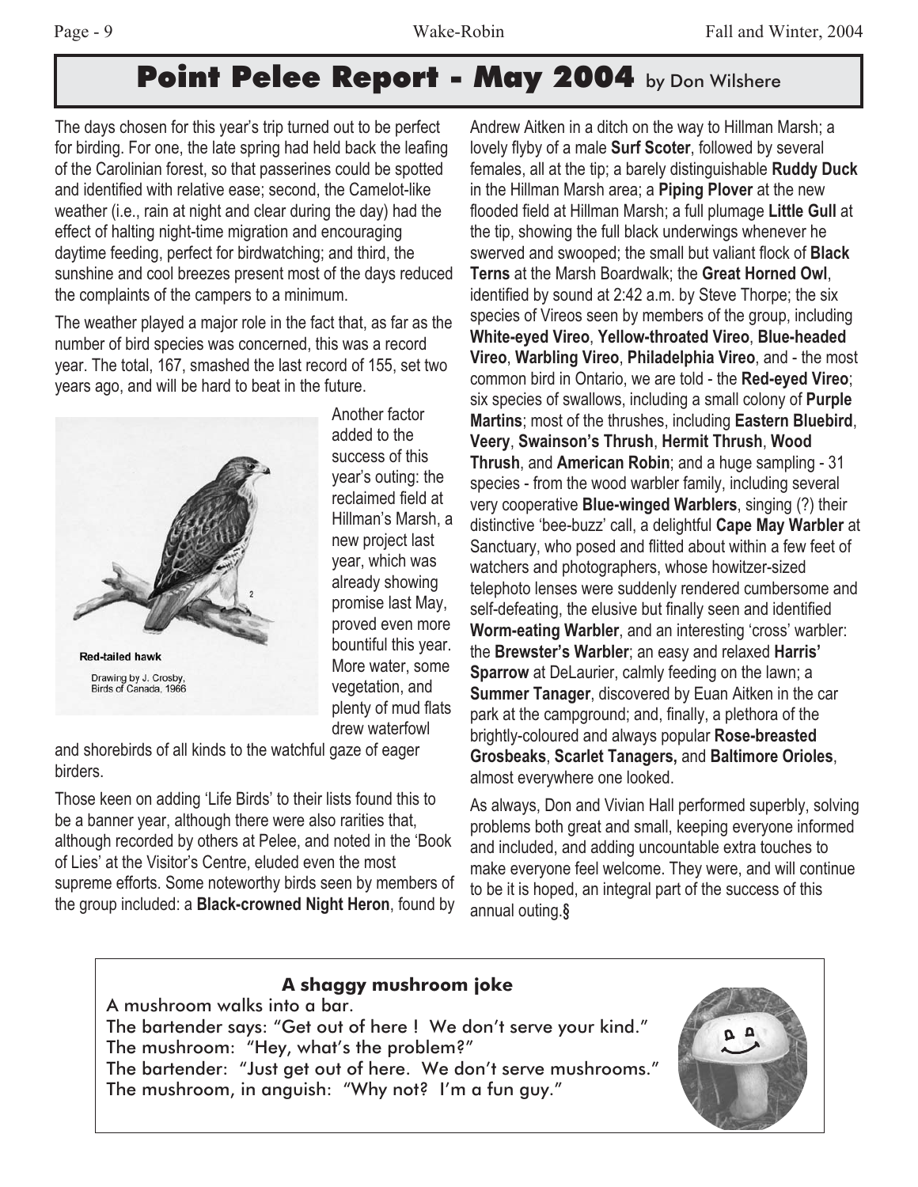# Point Pelee Report - May 2004 by Don Wilshere

The days chosen for this year's trip turned out to be perfect for birding. For one, the late spring had held back the leafing of the Carolinian forest, so that passerines could be spotted and identified with relative ease; second, the Camelot-like weather (i.e., rain at night and clear during the day) had the effect of halting night-time migration and encouraging daytime feeding, perfect for birdwatching; and third, the sunshine and cool breezes present most of the days reduced the complaints of the campers to a minimum.

The weather played a major role in the fact that, as far as the number of bird species was concerned, this was a record year. The total, 167, smashed the last record of 155, set two years ago, and will be hard to beat in the future.

Red-tailed hawk

Drawing by J. Crosby, Birds of Canada, 1966

Another factor added to the success of this year's outing: the reclaimed field at Hillman's Marsh, a new project last year, which was already showing promise last May, proved even more bountiful this year. More water, some vegetation, and plenty of mud flats drew waterfowl and shorebirds of all kinds to the watchful gaze of eager birders.

Those keen on adding 'Life Birds' to their lists found this to be a banner year, although there were also rarities that, although recorded by others at Pelee, and noted in the 'Book of Lies' at the Visitor's Centre, eluded even the most supreme efforts. Some noteworthy birds seen by members of the group included: a **Black-crowned Night Heron**, found by Andrew Aitken in a ditch on the way to Hillman Marsh; a lovely flyby of a male **Surf Scoter**, followed by several females, all at the tip; a barely distinguishable **Ruddy Duck** in the Hillman Marsh area; a **Piping Plover** at the new flooded field at Hillman Marsh; a full plumage **Little Gull** at the tip, showing the full black underwings whenever he swerved and swooped; the small but valiant flock of **Black Terns** at the Marsh Boardwalk; the **Great Horned Owl**, identified by sound at 2:42 a.m. by Steve Thorpe; the six species of Vireos seen by members of the group, including **White-eyed Vireo**, **Yellow-throated Vireo**, **Blue-headed Vireo**, **Warbling Vireo**, **Philadelphia Vireo**, and - the most common bird in Ontario, we are told - the **Red-eyed Vireo**; six species of swallows, including a small colony of **Purple Martins**; most of the thrushes, including **Eastern Bluebird**, **Veery**, **Swainson's Thrush**, **Hermit Thrush**, **Wood Thrush**, and **American Robin**; and a huge sampling - 31 species - from the wood warbler family, including several very cooperative **Blue-winged Warblers**, singing (?) their distinctive 'bee-buzz' call, a delightful **Cape May Warbler** at Sanctuary, who posed and flitted about within a few feet of watchers and photographers, whose howitzer-sized telephoto lenses were suddenly rendered cumbersome and self-defeating, the elusive but finally seen and identified **Worm-eating Warbler**, and an interesting 'cross' warbler: the **Brewster's Warbler**; an easy and relaxed **Harris' Sparrow** at DeLaurier, calmly feeding on the lawn; a **Summer Tanager**, discovered by Euan Aitken in the car park at the campground; and, finally, a plethora of the brightly-coloured and always popular **Rose-breasted Grosbeaks**, **Scarlet Tanagers,** and **Baltimore Orioles**, almost everywhere one looked.

As always, Don and Vivian Hall performed superbly, solving problems both great and small, keeping everyone informed and included, and adding uncountable extra touches to make everyone feel welcome. They were, and will continue to be it is hoped, an integral part of the success of this annual outing.§

---

**A shaggy mushroom joke**

A mushroom walks into a bar.
The bartender says: "Get out of here ! We don't serve your kind."
The mushroom: "Hey, what's the problem?"
The bartender: "Just get out of here. We don't serve mushrooms."
The mushroom, in anguish: "Why not? I'm a fun guy."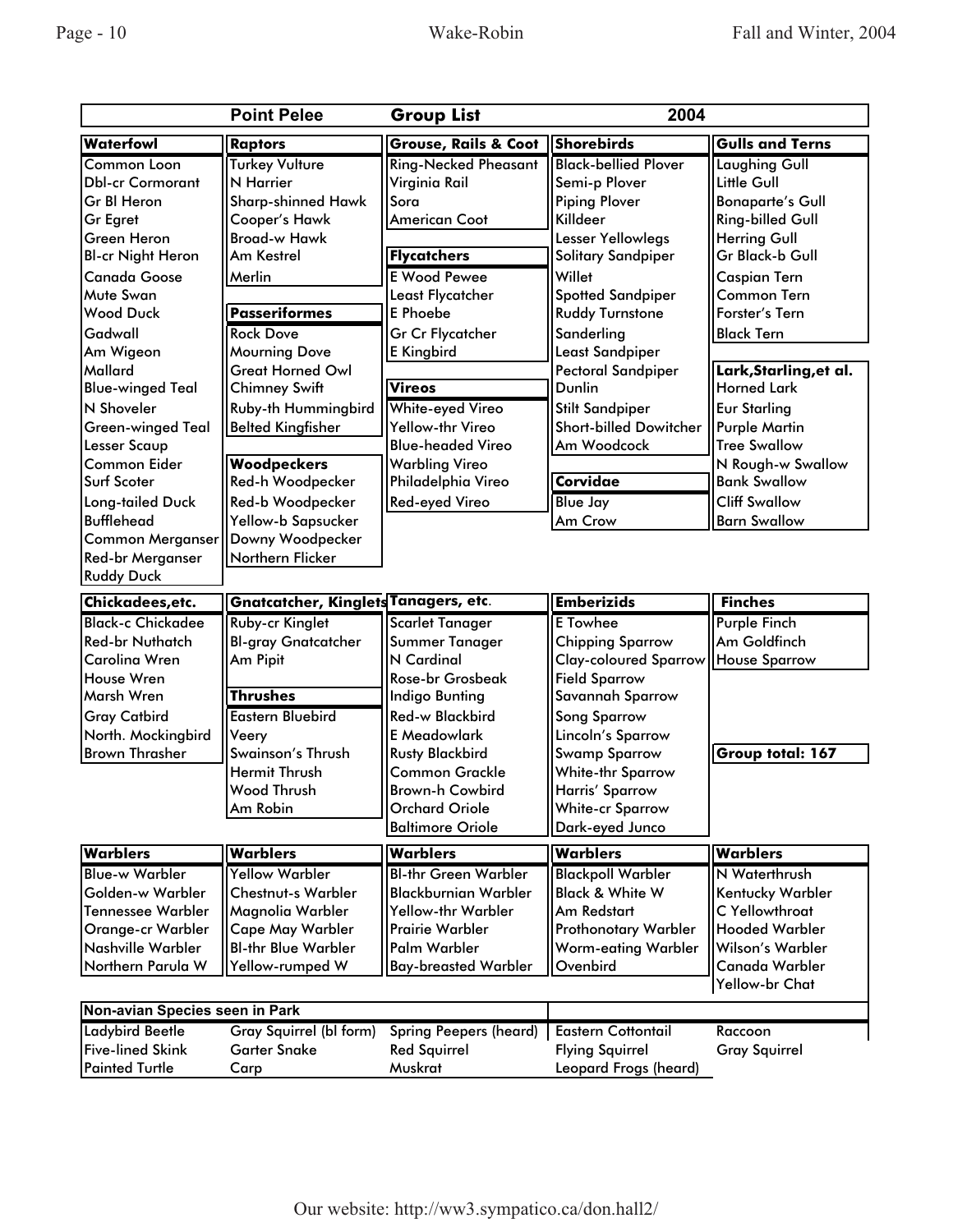## Point Pelee Group List 2004

| Waterfowl | Raptors | Grouse, Rails & Coot | Shorebirds | Gulls and Terns |
|---|---|---|---|---|
| Common Loon | Turkey Vulture | Ring-Necked Pheasant | Black-bellied Plover | Laughing Gull |
| Dbl-cr Cormorant | N Harrier | Virginia Rail | Semi-p Plover | Little Gull |
| Gr Bl Heron | Sharp-shinned Hawk | Sora | Piping Plover | Bonaparte's Gull |
| Gr Egret | Cooper's Hawk | American Coot | Killdeer | Ring-billed Gull |
| Green Heron | Broad-w Hawk | | Lesser Yellowlegs | Herring Gull |
| Bl-cr Night Heron | Am Kestrel | **Flycatchers** | Solitary Sandpiper | Gr Black-b Gull |
| Canada Goose | Merlin | E Wood Pewee | Willet | Caspian Tern |
| Mute Swan | | Least Flycatcher | Spotted Sandpiper | Common Tern |
| Wood Duck | **Passeriformes** | E Phoebe | Ruddy Turnstone | Forster's Tern |
| Gadwall | Rock Dove | Gr Cr Flycatcher | Sanderling | Black Tern |
| Am Wigeon | Mourning Dove | E Kingbird | Least Sandpiper | |
| Mallard | Great Horned Owl | | Pectoral Sandpiper | **Lark,Starling,et al.** |
| Blue-winged Teal | Chimney Swift | **Vireos** | Dunlin | Horned Lark |
| N Shoveler | Ruby-th Hummingbird | White-eyed Vireo | Stilt Sandpiper | Eur Starling |
| Green-winged Teal | Belted Kingfisher | Yellow-thr Vireo | Short-billed Dowitcher | Purple Martin |
| Lesser Scaup | | Blue-headed Vireo | Am Woodcock | Tree Swallow |
| Common Eider | **Woodpeckers** | Warbling Vireo | | N Rough-w Swallow |
| Surf Scoter | Red-h Woodpecker | Philadelphia Vireo | **Corvidae** | Bank Swallow |
| Long-tailed Duck | Red-b Woodpecker | Red-eyed Vireo | Blue Jay | Cliff Swallow |
| Bufflehead | Yellow-b Sapsucker | | Am Crow | Barn Swallow |
| Common Merganser | Downy Woodpecker | | | |
| Red-br Merganser | Northern Flicker | | | |
| Ruddy Duck | | | | |

| Chickadees,etc. | Gnatcatcher, Kinglets | Tanagers, etc. | Emberizids | Finches |
|---|---|---|---|---|
| Black-c Chickadee | Ruby-cr Kinglet | Scarlet Tanager | E Towhee | Purple Finch |
| Red-br Nuthatch | Bl-gray Gnatcatcher | Summer Tanager | Chipping Sparrow | Am Goldfinch |
| Carolina Wren | Am Pipit | N Cardinal | Clay-coloured Sparrow | House Sparrow |
| House Wren | | Rose-br Grosbeak | Field Sparrow | |
| Marsh Wren | **Thrushes** | Indigo Bunting | Savannah Sparrow | |
| Gray Catbird | Eastern Bluebird | Red-w Blackbird | Song Sparrow | |
| North. Mockingbird | Veery | E Meadowlark | Lincoln's Sparrow | |
| Brown Thrasher | Swainson's Thrush | Rusty Blackbird | Swamp Sparrow | **Group total: 167** |
| | Hermit Thrush | Common Grackle | White-thr Sparrow | |
| | Wood Thrush | Brown-h Cowbird | Harris' Sparrow | |
| | Am Robin | Orchard Oriole | White-cr Sparrow | |
| | | Baltimore Oriole | Dark-eyed Junco | |

| Warblers | Warblers | Warblers | Warblers | Warblers |
|---|---|---|---|---|
| Blue-w Warbler | Yellow Warbler | Bl-thr Green Warbler | Blackpoll Warbler | N Waterthrush |
| Golden-w Warbler | Chestnut-s Warbler | Blackburnian Warbler | Black & White W | Kentucky Warbler |
| Tennessee Warbler | Magnolia Warbler | Yellow-thr Warbler | Am Redstart | C Yellowthroat |
| Orange-cr Warbler | Cape May Warbler | Prairie Warbler | Prothonotary Warbler | Hooded Warbler |
| Nashville Warbler | Bl-thr Blue Warbler | Palm Warbler | Worm-eating Warbler | Wilson's Warbler |
| Northern Parula W | Yellow-rumped W | Bay-breasted Warbler | Ovenbird | Canada Warbler |
| | | | | Yellow-br Chat |

| Non-avian Species seen in Park | | | | |
|---|---|---|---|---|
| Ladybird Beetle | Gray Squirrel (bl form) | Spring Peepers (heard) | Eastern Cottontail | Raccoon |
| Five-lined Skink | Garter Snake | Red Squirrel | Flying Squirrel | Gray Squirrel |
| Painted Turtle | Carp | Muskrat | Leopard Frogs (heard) | |

Our website: http://ww3.sympatico.ca/don.hall2/